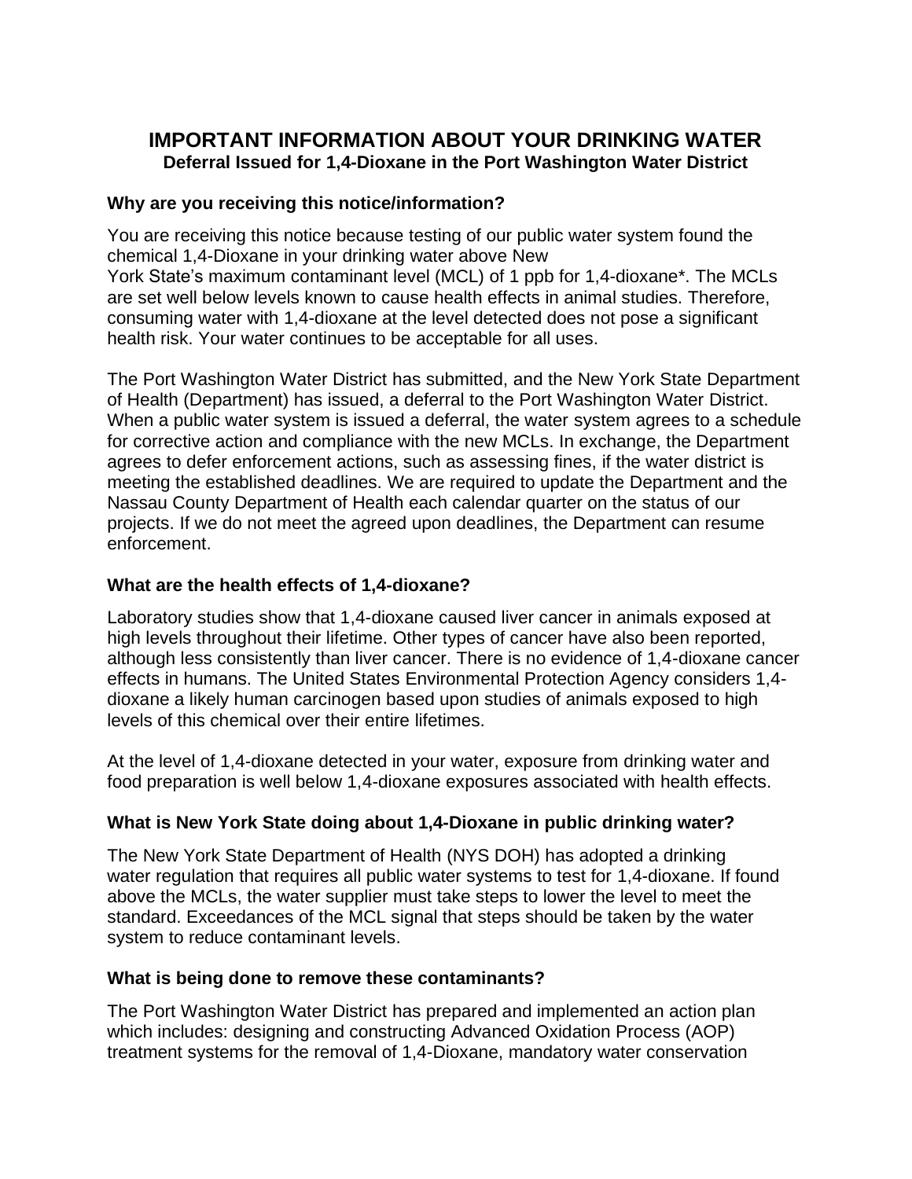# IMPORTANT INFORMATION ABOUT YOUR DRINKING WATER

## Deferral Issued for 1,4-Dioxane in the Port Washington Water District

### Why are you receiving this notice/information?

You are receiving this notice because testing of our public water system found the chemical 1,4-Dioxane in your drinking water above New York State's maximum contaminant level (MCL) of 1 ppb for 1,4-dioxane*. The MCLs are set well below levels known to cause health effects in animal studies. Therefore, consuming water with 1,4-dioxane at the level detected does not pose a significant health risk. Your water continues to be acceptable for all uses.

The Port Washington Water District has submitted, and the New York State Department of Health (Department) has issued, a deferral to the Port Washington Water District. When a public water system is issued a deferral, the water system agrees to a schedule for corrective action and compliance with the new MCLs. In exchange, the Department agrees to defer enforcement actions, such as assessing fines, if the water district is meeting the established deadlines. We are required to update the Department and the Nassau County Department of Health each calendar quarter on the status of our projects. If we do not meet the agreed upon deadlines, the Department can resume enforcement.

### What are the health effects of 1,4-dioxane?

Laboratory studies show that 1,4-dioxane caused liver cancer in animals exposed at high levels throughout their lifetime. Other types of cancer have also been reported, although less consistently than liver cancer. There is no evidence of 1,4-dioxane cancer effects in humans. The United States Environmental Protection Agency considers 1,4-dioxane a likely human carcinogen based upon studies of animals exposed to high levels of this chemical over their entire lifetimes.

At the level of 1,4-dioxane detected in your water, exposure from drinking water and food preparation is well below 1,4-dioxane exposures associated with health effects.

### What is New York State doing about 1,4-Dioxane in public drinking water?

The New York State Department of Health (NYS DOH) has adopted a drinking water regulation that requires all public water systems to test for 1,4-dioxane. If found above the MCLs, the water supplier must take steps to lower the level to meet the standard. Exceedances of the MCL signal that steps should be taken by the water system to reduce contaminant levels.

### What is being done to remove these contaminants?

The Port Washington Water District has prepared and implemented an action plan which includes: designing and constructing Advanced Oxidation Process (AOP) treatment systems for the removal of 1,4-Dioxane, mandatory water conservation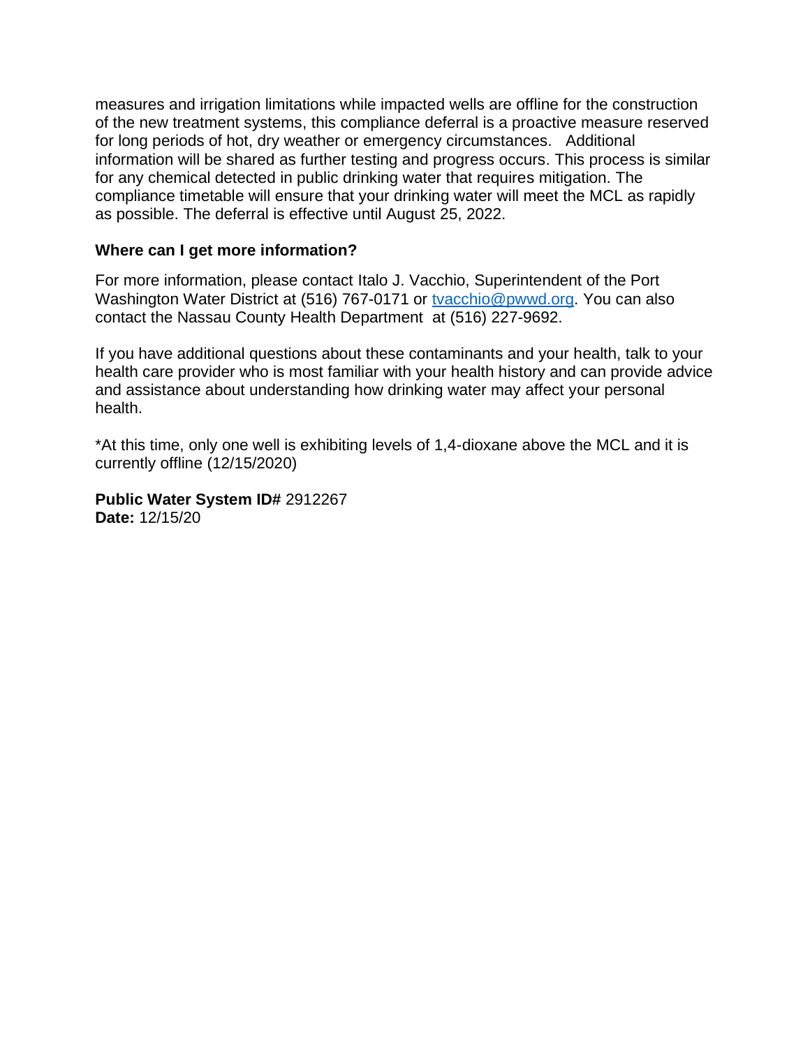measures and irrigation limitations while impacted wells are offline for the construction of the new treatment systems, this compliance deferral is a proactive measure reserved for long periods of hot, dry weather or emergency circumstances. Additional information will be shared as further testing and progress occurs. This process is similar for any chemical detected in public drinking water that requires mitigation. The compliance timetable will ensure that your drinking water will meet the MCL as rapidly as possible. The deferral is effective until August 25, 2022.

### Where can I get more information?

For more information, please contact Italo J. Vacchio, Superintendent of the Port Washington Water District at (516) 767-0171 or tvacchio@pwwd.org. You can also contact the Nassau County Health Department at (516) 227-9692.

If you have additional questions about these contaminants and your health, talk to your health care provider who is most familiar with your health history and can provide advice and assistance about understanding how drinking water may affect your personal health.

*At this time, only one well is exhibiting levels of 1,4-dioxane above the MCL and it is currently offline (12/15/2020)

**Public Water System ID#** 2912267
**Date:** 12/15/20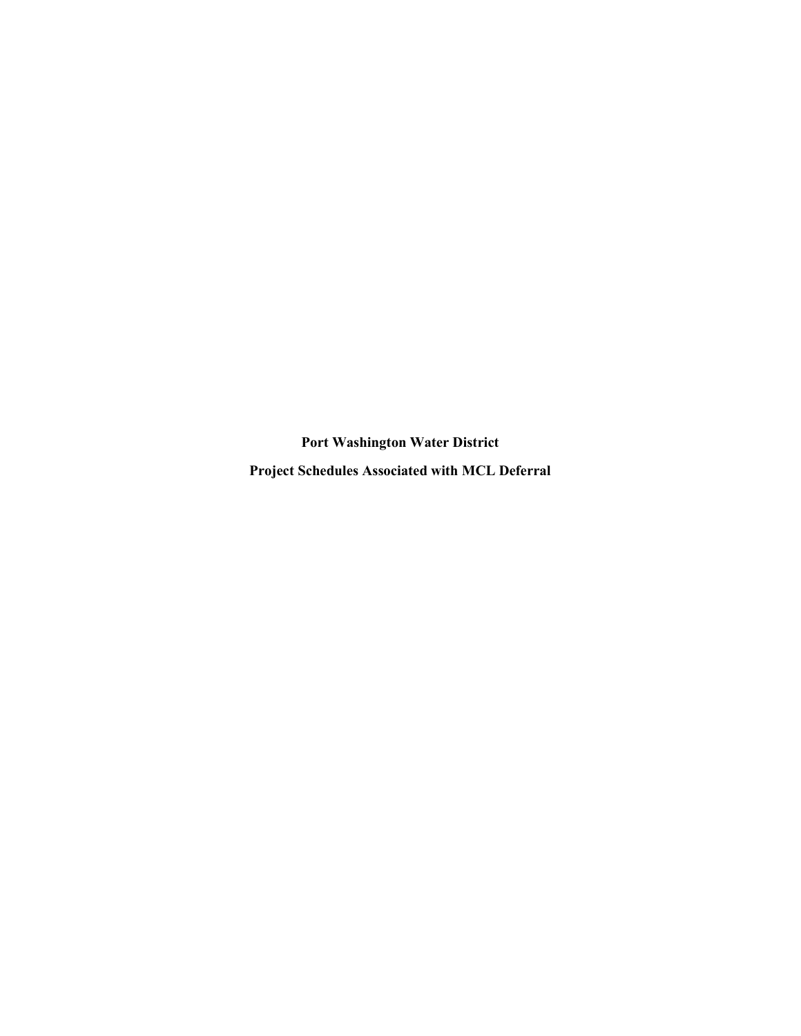**Port Washington Water District**

**Project Schedules Associated with MCL Deferral**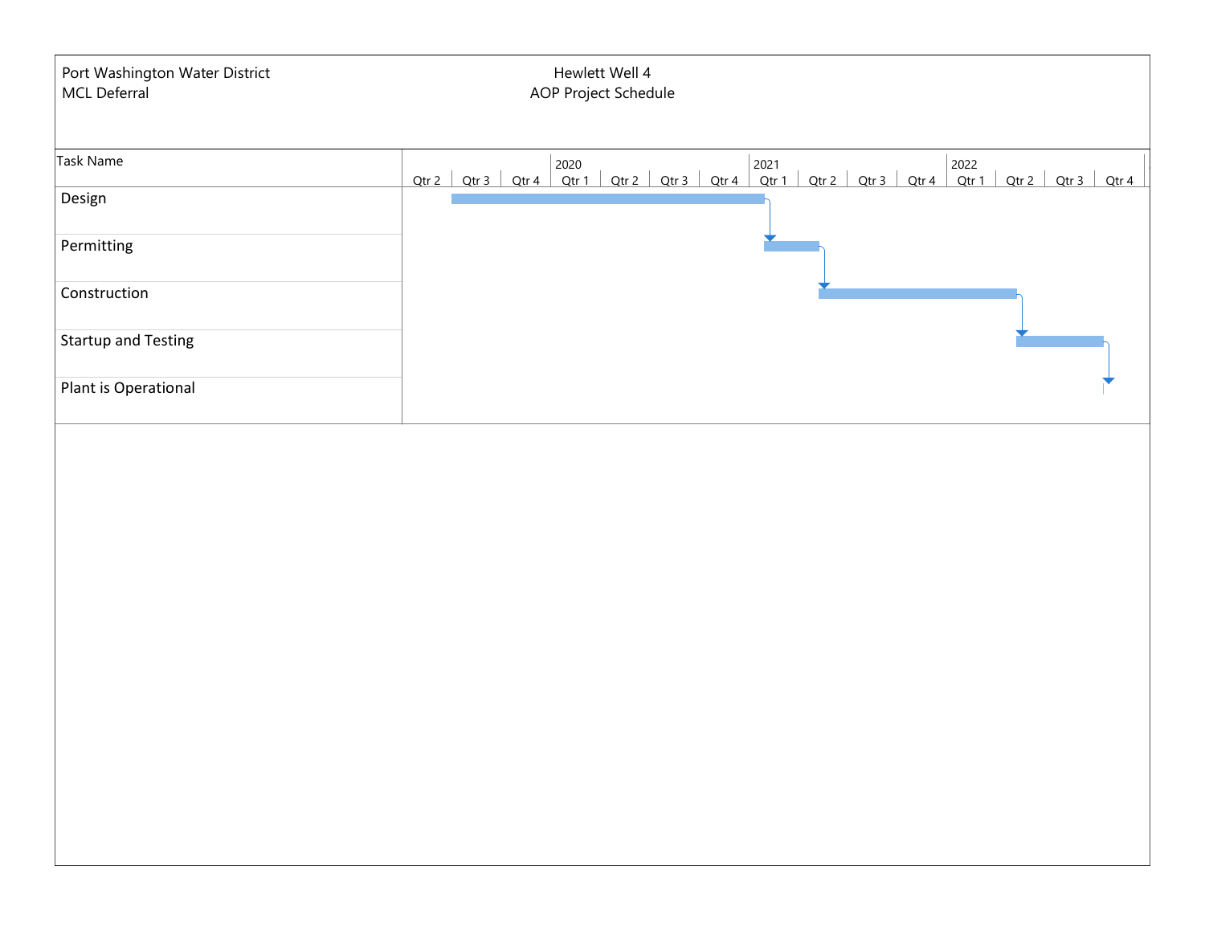Port Washington Water District
MCL Deferral

**Hewlett Well 4**
**AOP Project Schedule**

| Task Name | Start | End |
|---|---|---|
| Design | 2019 Qtr 3 | 2021 Qtr 1 |
| Permitting | 2021 Qtr 1 | 2021 Qtr 2 |
| Construction | 2021 Qtr 2 | 2022 Qtr 2 |
| Startup and Testing | 2022 Qtr 2 | 2022 Qtr 3 |
| Plant is Operational | 2022 Qtr 4 | |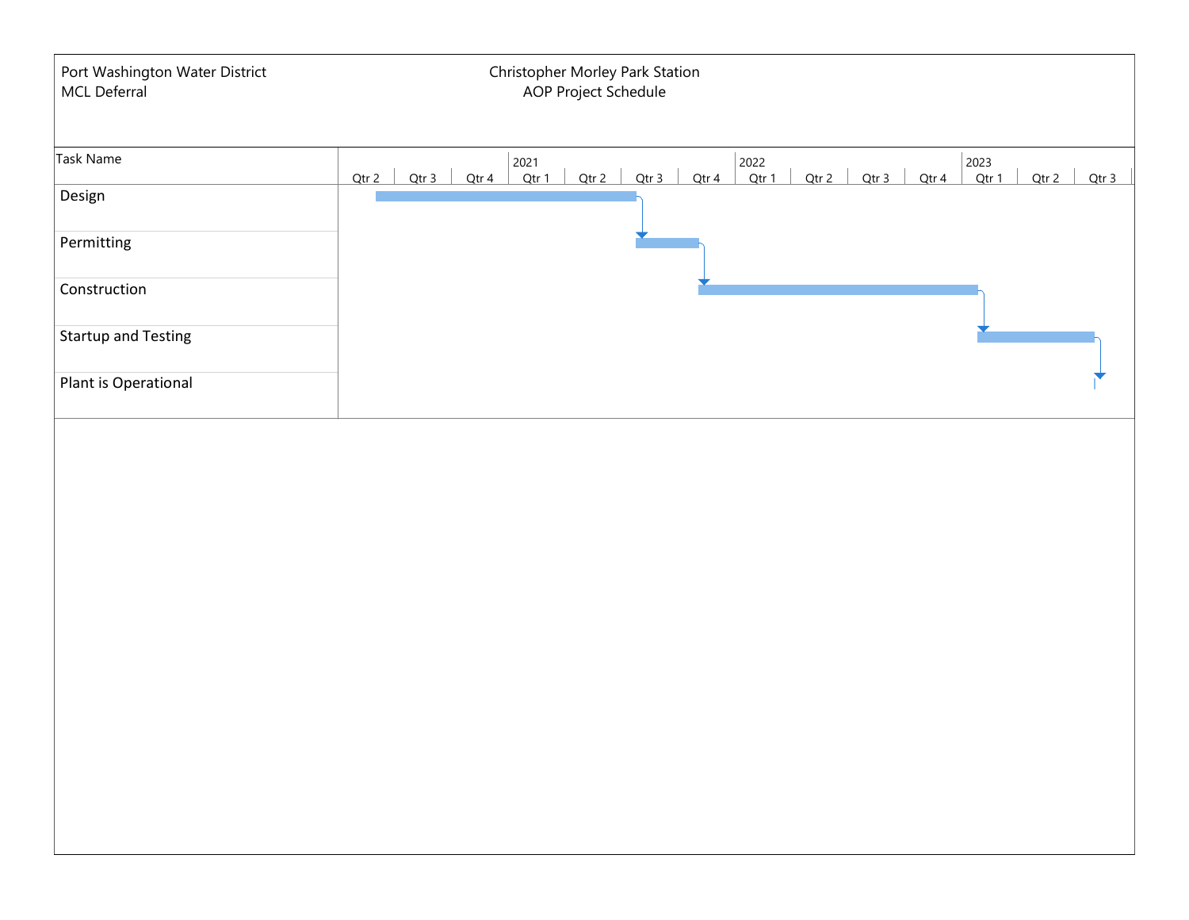Port Washington Water District
MCL Deferral

Christopher Morley Park Station
AOP Project Schedule

| Task Name | Schedule |
|---|---|
| Design | 2020 Qtr 2 – 2021 Qtr 3 |
| Permitting | 2021 Qtr 3 – 2021 Qtr 4 |
| Construction | 2021 Qtr 4 – 2023 Qtr 1 |
| Startup and Testing | 2023 Qtr 1 – 2023 Qtr 3 |
| Plant is Operational | 2023 Qtr 3 |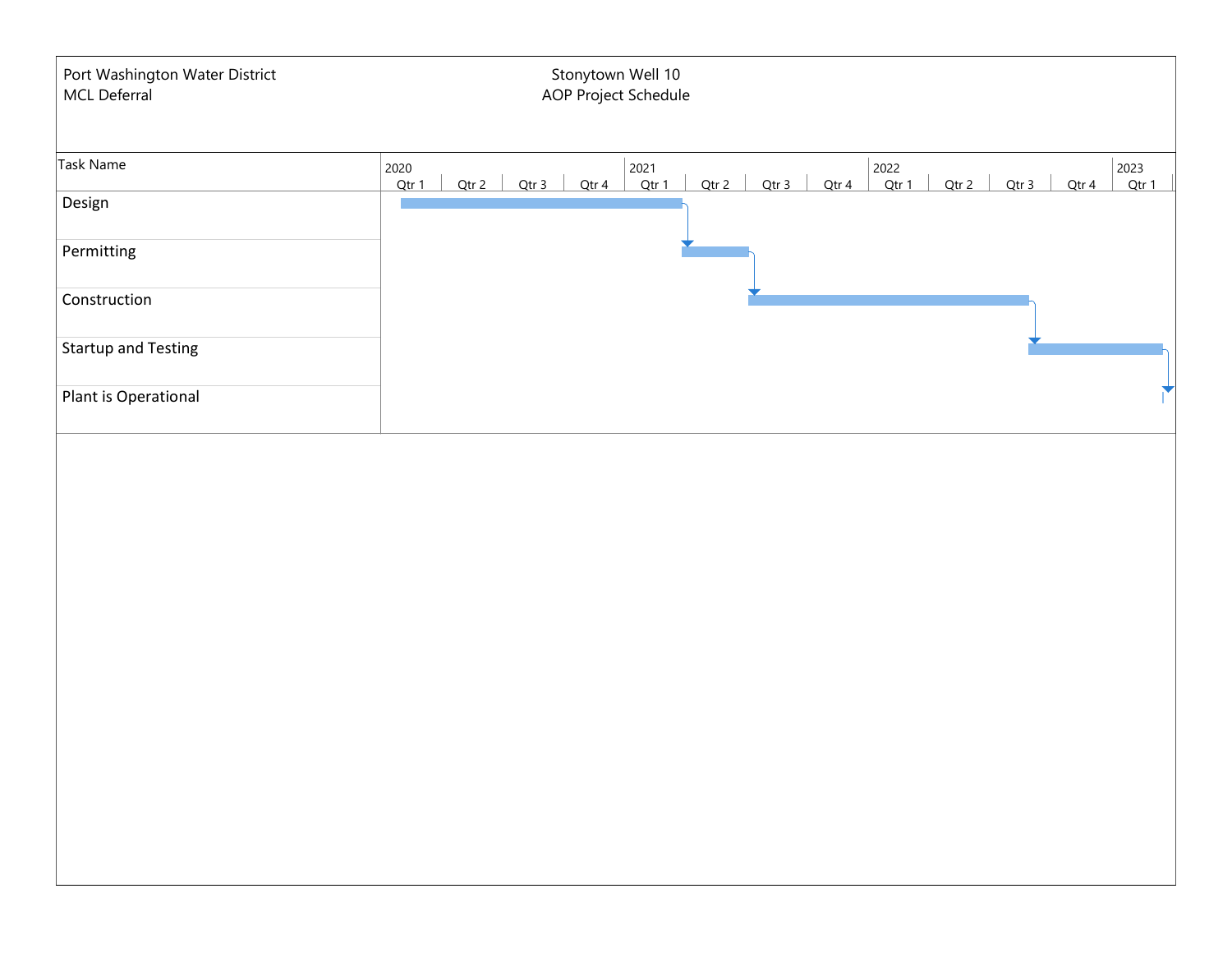Port Washington Water District
MCL Deferral

Stonytown Well 10
AOP Project Schedule

Task Name

Design

Permitting

Construction

Startup and Testing

Plant is Operational

2020
Qtr 1
Qtr 2
Qtr 3
Qtr 4
2021
Qtr 1
Qtr 2
Qtr 3
Qtr 4
2022
Qtr 1
Qtr 2
Qtr 3
Qtr 4
2023
Qtr 1